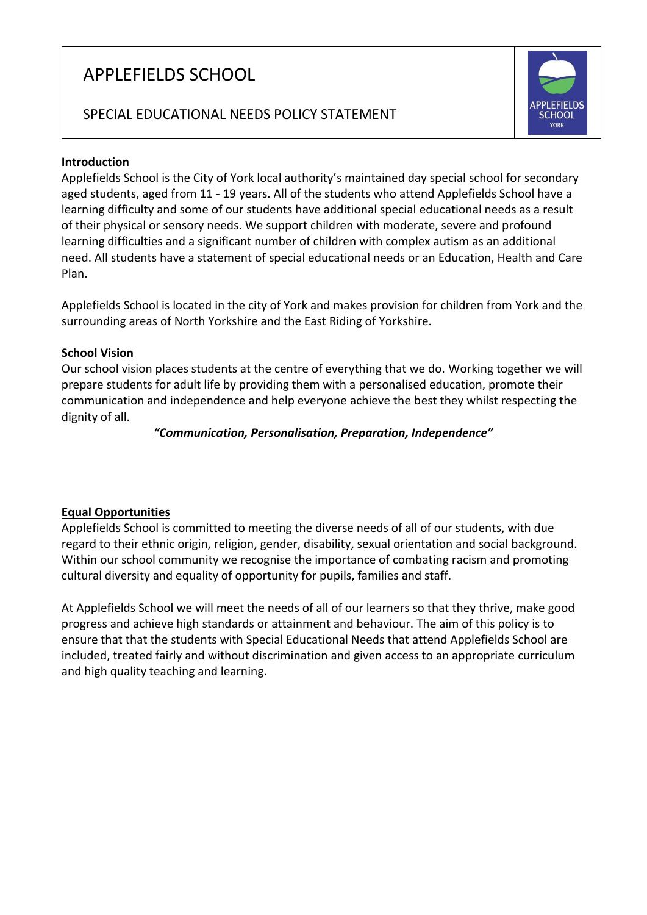# APPLEFIELDS SCHOOL

## SPECIAL EDUCATIONAL NEEDS POLICY STATEMENT

**Introduction**

Applefields School is the City of York local authority's maintained day special school for secondary aged students, aged from 11 - 19 years. All of the students who attend Applefields School have a learning difficulty and some of our students have additional special educational needs as a result of their physical or sensory needs. We support children with moderate, severe and profound learning difficulties and a significant number of children with complex autism as an additional need. All students have a statement of special educational needs or an Education, Health and Care Plan.

Applefields School is located in the city of York and makes provision for children from York and the surrounding areas of North Yorkshire and the East Riding of Yorkshire.

**School Vision**

Our school vision places students at the centre of everything that we do. Working together we will prepare students for adult life by providing them with a personalised education, promote their communication and independence and help everyone achieve the best they whilst respecting the dignity of all.

***"Communication, Personalisation, Preparation, Independence"***

**Equal Opportunities**

Applefields School is committed to meeting the diverse needs of all of our students, with due regard to their ethnic origin, religion, gender, disability, sexual orientation and social background. Within our school community we recognise the importance of combating racism and promoting cultural diversity and equality of opportunity for pupils, families and staff.

At Applefields School we will meet the needs of all of our learners so that they thrive, make good progress and achieve high standards or attainment and behaviour. The aim of this policy is to ensure that that the students with Special Educational Needs that attend Applefields School are included, treated fairly and without discrimination and given access to an appropriate curriculum and high quality teaching and learning.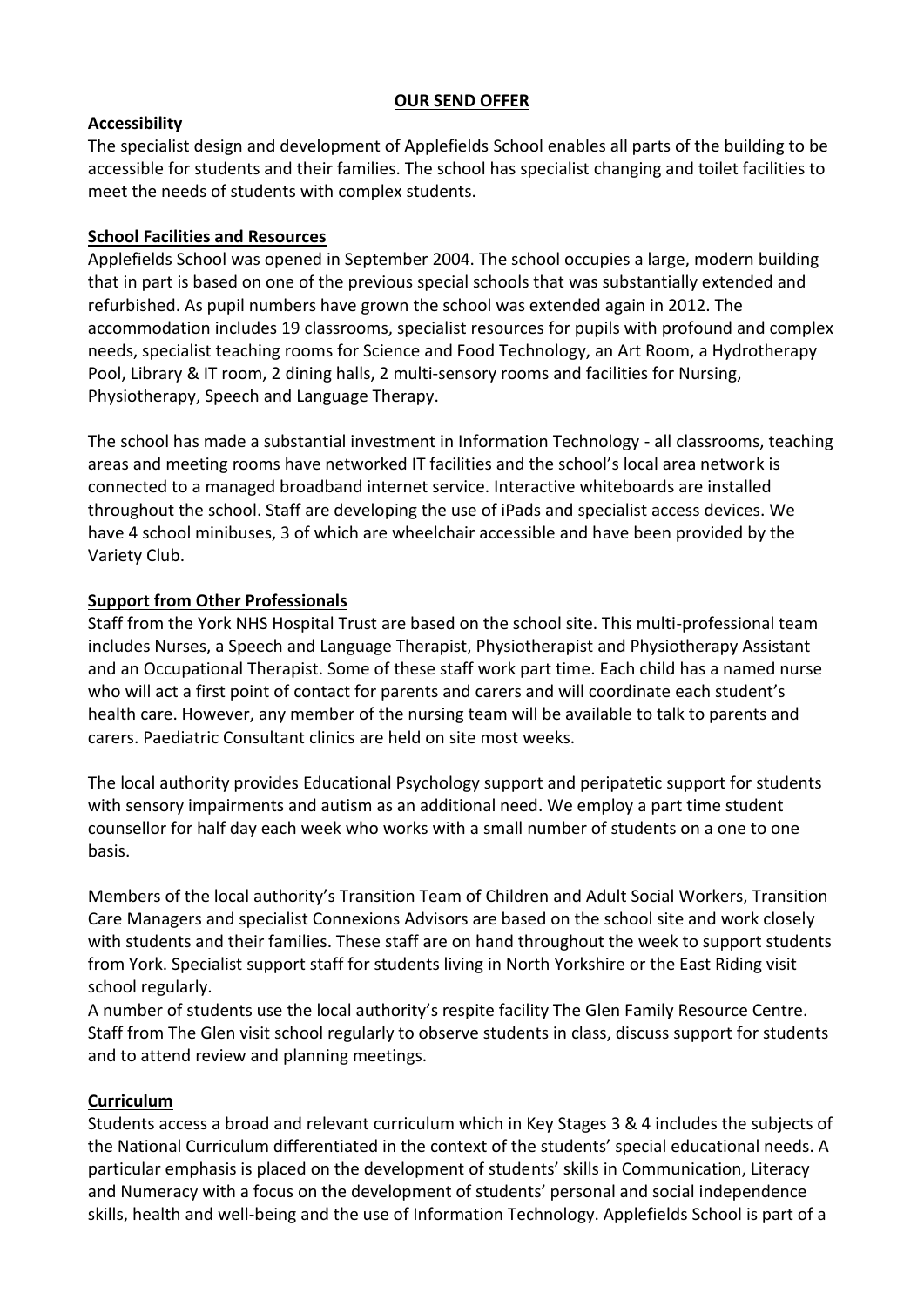## OUR SEND OFFER

### Accessibility

The specialist design and development of Applefields School enables all parts of the building to be accessible for students and their families. The school has specialist changing and toilet facilities to meet the needs of students with complex students.

### School Facilities and Resources

Applefields School was opened in September 2004. The school occupies a large, modern building that in part is based on one of the previous special schools that was substantially extended and refurbished. As pupil numbers have grown the school was extended again in 2012. The accommodation includes 19 classrooms, specialist resources for pupils with profound and complex needs, specialist teaching rooms for Science and Food Technology, an Art Room, a Hydrotherapy Pool, Library & IT room, 2 dining halls, 2 multi-sensory rooms and facilities for Nursing, Physiotherapy, Speech and Language Therapy.

The school has made a substantial investment in Information Technology - all classrooms, teaching areas and meeting rooms have networked IT facilities and the school's local area network is connected to a managed broadband internet service. Interactive whiteboards are installed throughout the school. Staff are developing the use of iPads and specialist access devices. We have 4 school minibuses, 3 of which are wheelchair accessible and have been provided by the Variety Club.

### Support from Other Professionals

Staff from the York NHS Hospital Trust are based on the school site. This multi-professional team includes Nurses, a Speech and Language Therapist, Physiotherapist and Physiotherapy Assistant and an Occupational Therapist. Some of these staff work part time. Each child has a named nurse who will act a first point of contact for parents and carers and will coordinate each student's health care. However, any member of the nursing team will be available to talk to parents and carers. Paediatric Consultant clinics are held on site most weeks.

The local authority provides Educational Psychology support and peripatetic support for students with sensory impairments and autism as an additional need. We employ a part time student counsellor for half day each week who works with a small number of students on a one to one basis.

Members of the local authority's Transition Team of Children and Adult Social Workers, Transition Care Managers and specialist Connexions Advisors are based on the school site and work closely with students and their families. These staff are on hand throughout the week to support students from York. Specialist support staff for students living in North Yorkshire or the East Riding visit school regularly.

A number of students use the local authority's respite facility The Glen Family Resource Centre. Staff from The Glen visit school regularly to observe students in class, discuss support for students and to attend review and planning meetings.

### Curriculum

Students access a broad and relevant curriculum which in Key Stages 3 & 4 includes the subjects of the National Curriculum differentiated in the context of the students' special educational needs. A particular emphasis is placed on the development of students' skills in Communication, Literacy and Numeracy with a focus on the development of students' personal and social independence skills, health and well-being and the use of Information Technology. Applefields School is part of a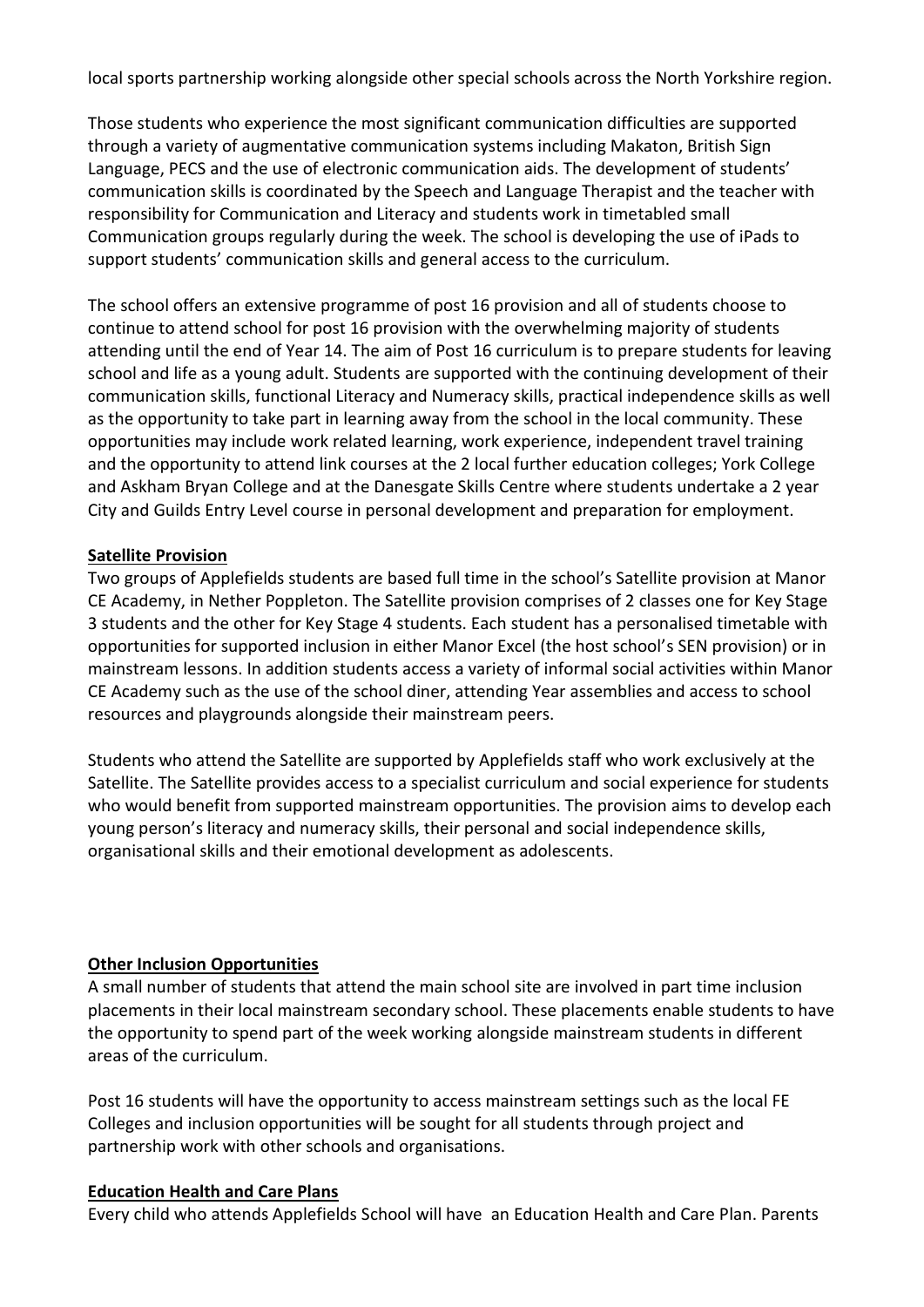local sports partnership working alongside other special schools across the North Yorkshire region.

Those students who experience the most significant communication difficulties are supported through a variety of augmentative communication systems including Makaton, British Sign Language, PECS and the use of electronic communication aids. The development of students' communication skills is coordinated by the Speech and Language Therapist and the teacher with responsibility for Communication and Literacy and students work in timetabled small Communication groups regularly during the week. The school is developing the use of iPads to support students' communication skills and general access to the curriculum.

The school offers an extensive programme of post 16 provision and all of students choose to continue to attend school for post 16 provision with the overwhelming majority of students attending until the end of Year 14. The aim of Post 16 curriculum is to prepare students for leaving school and life as a young adult. Students are supported with the continuing development of their communication skills, functional Literacy and Numeracy skills, practical independence skills as well as the opportunity to take part in learning away from the school in the local community. These opportunities may include work related learning, work experience, independent travel training and the opportunity to attend link courses at the 2 local further education colleges; York College and Askham Bryan College and at the Danesgate Skills Centre where students undertake a 2 year City and Guilds Entry Level course in personal development and preparation for employment.

**Satellite Provision**

Two groups of Applefields students are based full time in the school's Satellite provision at Manor CE Academy, in Nether Poppleton. The Satellite provision comprises of 2 classes one for Key Stage 3 students and the other for Key Stage 4 students. Each student has a personalised timetable with opportunities for supported inclusion in either Manor Excel (the host school's SEN provision) or in mainstream lessons. In addition students access a variety of informal social activities within Manor CE Academy such as the use of the school diner, attending Year assemblies and access to school resources and playgrounds alongside their mainstream peers.

Students who attend the Satellite are supported by Applefields staff who work exclusively at the Satellite. The Satellite provides access to a specialist curriculum and social experience for students who would benefit from supported mainstream opportunities. The provision aims to develop each young person's literacy and numeracy skills, their personal and social independence skills, organisational skills and their emotional development as adolescents.

**Other Inclusion Opportunities**

A small number of students that attend the main school site are involved in part time inclusion placements in their local mainstream secondary school. These placements enable students to have the opportunity to spend part of the week working alongside mainstream students in different areas of the curriculum.

Post 16 students will have the opportunity to access mainstream settings such as the local FE Colleges and inclusion opportunities will be sought for all students through project and partnership work with other schools and organisations.

**Education Health and Care Plans**

Every child who attends Applefields School will have an Education Health and Care Plan. Parents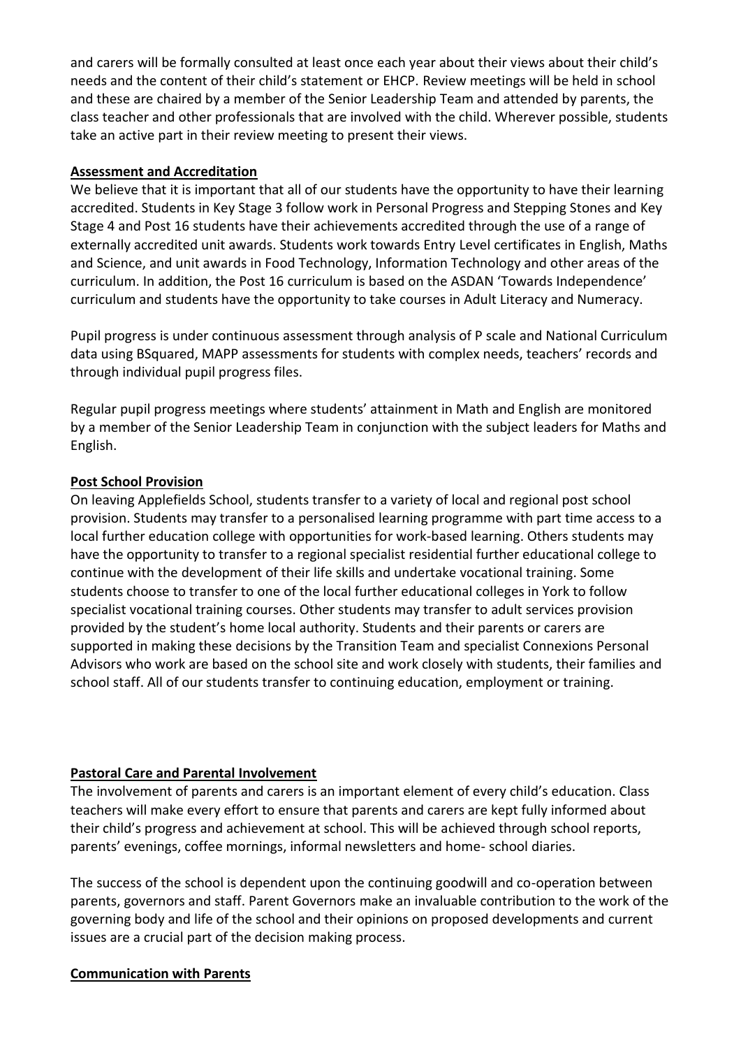and carers will be formally consulted at least once each year about their views about their child's needs and the content of their child's statement or EHCP. Review meetings will be held in school and these are chaired by a member of the Senior Leadership Team and attended by parents, the class teacher and other professionals that are involved with the child. Wherever possible, students take an active part in their review meeting to present their views.

**Assessment and Accreditation**

We believe that it is important that all of our students have the opportunity to have their learning accredited. Students in Key Stage 3 follow work in Personal Progress and Stepping Stones and Key Stage 4 and Post 16 students have their achievements accredited through the use of a range of externally accredited unit awards. Students work towards Entry Level certificates in English, Maths and Science, and unit awards in Food Technology, Information Technology and other areas of the curriculum. In addition, the Post 16 curriculum is based on the ASDAN 'Towards Independence' curriculum and students have the opportunity to take courses in Adult Literacy and Numeracy.

Pupil progress is under continuous assessment through analysis of P scale and National Curriculum data using BSquared, MAPP assessments for students with complex needs, teachers' records and through individual pupil progress files.

Regular pupil progress meetings where students' attainment in Math and English are monitored by a member of the Senior Leadership Team in conjunction with the subject leaders for Maths and English.

**Post School Provision**

On leaving Applefields School, students transfer to a variety of local and regional post school provision. Students may transfer to a personalised learning programme with part time access to a local further education college with opportunities for work-based learning. Others students may have the opportunity to transfer to a regional specialist residential further educational college to continue with the development of their life skills and undertake vocational training. Some students choose to transfer to one of the local further educational colleges in York to follow specialist vocational training courses. Other students may transfer to adult services provision provided by the student's home local authority. Students and their parents or carers are supported in making these decisions by the Transition Team and specialist Connexions Personal Advisors who work are based on the school site and work closely with students, their families and school staff. All of our students transfer to continuing education, employment or training.

**Pastoral Care and Parental Involvement**

The involvement of parents and carers is an important element of every child's education. Class teachers will make every effort to ensure that parents and carers are kept fully informed about their child's progress and achievement at school. This will be achieved through school reports, parents' evenings, coffee mornings, informal newsletters and home- school diaries.

The success of the school is dependent upon the continuing goodwill and co-operation between parents, governors and staff. Parent Governors make an invaluable contribution to the work of the governing body and life of the school and their opinions on proposed developments and current issues are a crucial part of the decision making process.

**Communication with Parents**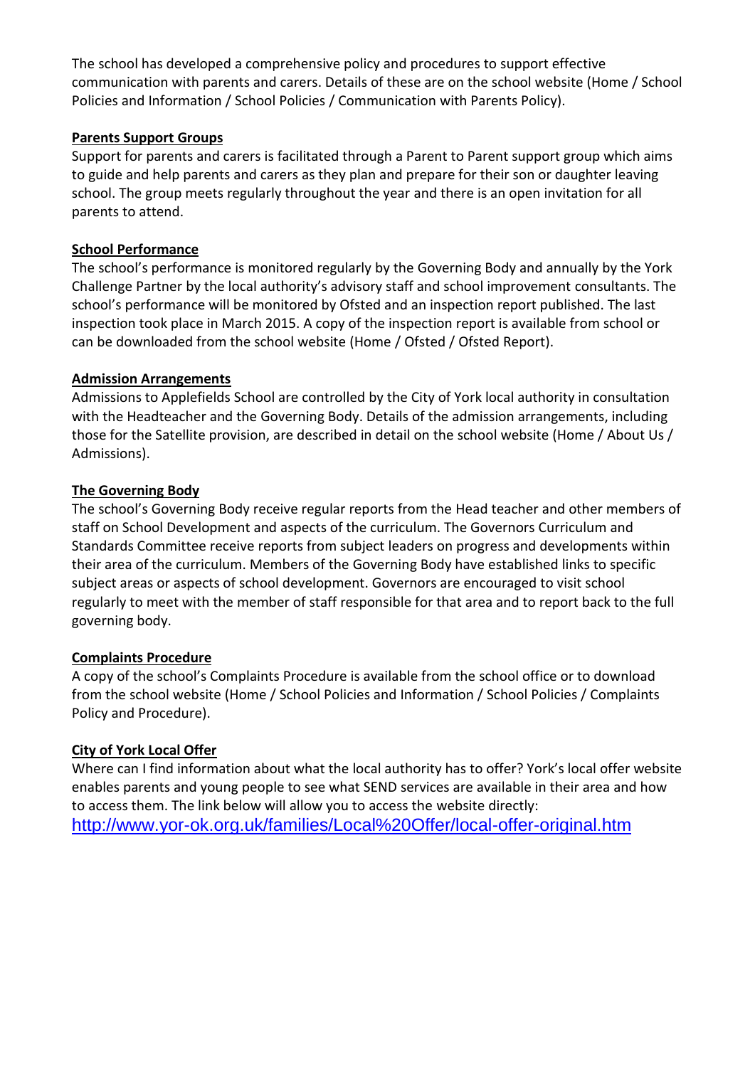The school has developed a comprehensive policy and procedures to support effective communication with parents and carers. Details of these are on the school website (Home / School Policies and Information / School Policies / Communication with Parents Policy).

**Parents Support Groups**

Support for parents and carers is facilitated through a Parent to Parent support group which aims to guide and help parents and carers as they plan and prepare for their son or daughter leaving school. The group meets regularly throughout the year and there is an open invitation for all parents to attend.

**School Performance**

The school's performance is monitored regularly by the Governing Body and annually by the York Challenge Partner by the local authority's advisory staff and school improvement consultants. The school's performance will be monitored by Ofsted and an inspection report published. The last inspection took place in March 2015. A copy of the inspection report is available from school or can be downloaded from the school website (Home / Ofsted / Ofsted Report).

**Admission Arrangements**

Admissions to Applefields School are controlled by the City of York local authority in consultation with the Headteacher and the Governing Body. Details of the admission arrangements, including those for the Satellite provision, are described in detail on the school website (Home / About Us / Admissions).

**The Governing Body**

The school's Governing Body receive regular reports from the Head teacher and other members of staff on School Development and aspects of the curriculum. The Governors Curriculum and Standards Committee receive reports from subject leaders on progress and developments within their area of the curriculum. Members of the Governing Body have established links to specific subject areas or aspects of school development. Governors are encouraged to visit school regularly to meet with the member of staff responsible for that area and to report back to the full governing body.

**Complaints Procedure**

A copy of the school's Complaints Procedure is available from the school office or to download from the school website (Home / School Policies and Information / School Policies / Complaints Policy and Procedure).

**City of York Local Offer**

Where can I find information about what the local authority has to offer? York's local offer website enables parents and young people to see what SEND services are available in their area and how to access them. The link below will allow you to access the website directly:
http://www.yor-ok.org.uk/families/Local%20Offer/local-offer-original.htm